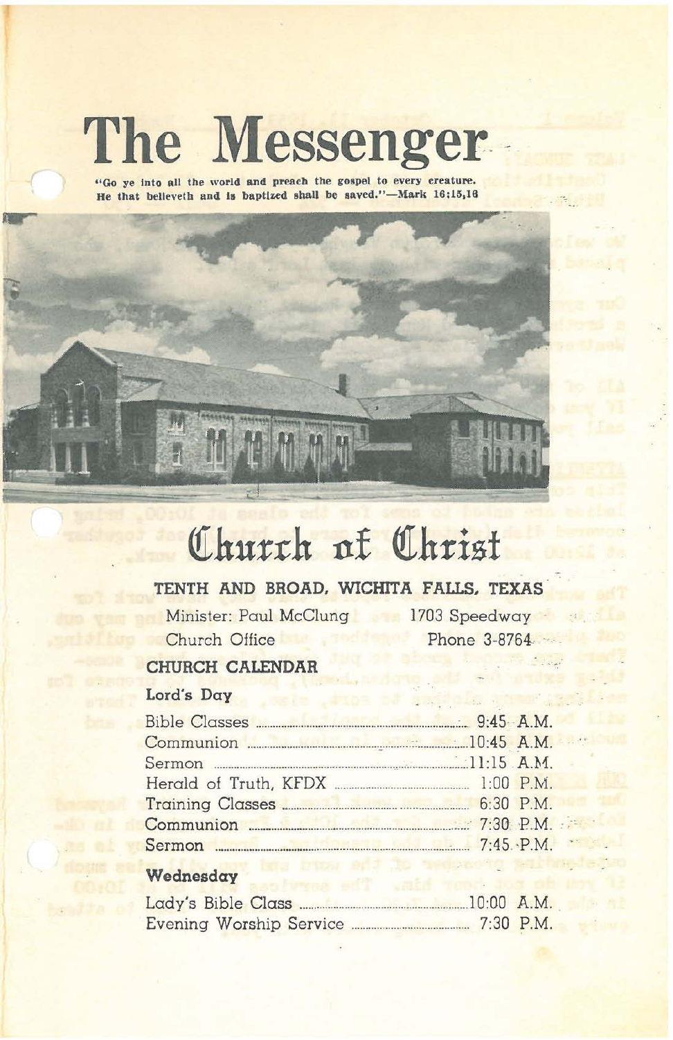# The Messenger

**"Go ye into all the world and preach the gospel to every creature. He that believeth and is baptized shall be saved."—Mark 16:15,16**

# Church of Christ

**TENTH AND BROAD, WICHITA FALLS, TEXAS**

Minister: Paul McClung — 1703 Speedway

Church Office — Phone 3-8764

## CHURCH CALENDAR

### Lord's Day

| | |
|---|---|
| Bible Classes | 9:45 A.M. |
| Communion | 10:45 A.M. |
| Sermon | 11:15 A.M. |
| Herald of Truth, KFDX | 1:00 P.M. |
| Training Classes | 6:30 P.M. |
| Communion | 7:30 P.M. |
| Sermon | 7:45 P.M. |

### Wednesday

| | |
|---|---|
| Lady's Bible Class | 10:00 A.M. |
| Evening Worship Service | 7:30 P.M. |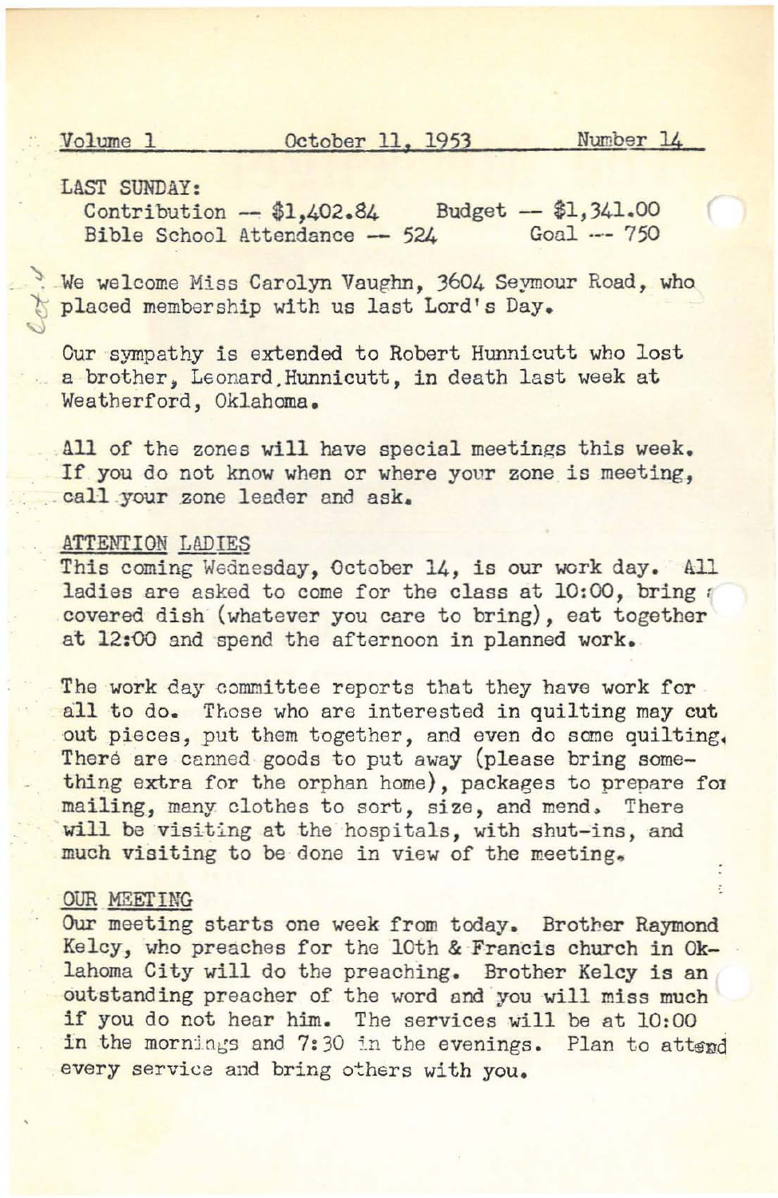Volume 1 October 11, 1953 Number 14

LAST SUNDAY:
Contribution -- $1,402.84 Budget -- $1,341.00
Bible School Attendance -- 524 Goal --- 750

We welcome Miss Carolyn Vaughn, 3604 Seymour Road, who placed membership with us last Lord's Day.

Our sympathy is extended to Robert Hunnicutt who lost a brother, Leonard Hunnicutt, in death last week at Weatherford, Oklahoma.

All of the zones will have special meetings this week. If you do not know when or where your zone is meeting, call your zone leader and ask.

ATTENTION LADIES

This coming Wednesday, October 14, is our work day. All ladies are asked to come for the class at 10:00, bring a covered dish (whatever you care to bring), eat together at 12:00 and spend the afternoon in planned work.

The work day committee reports that they have work for all to do. Those who are interested in quilting may cut out pieces, put them together, and even do some quilting. There are canned goods to put away (please bring something extra for the orphan home), packages to prepare for mailing, many clothes to sort, size, and mend. There will be visiting at the hospitals, with shut-ins, and much visiting to be done in view of the meeting.

OUR MEETING

Our meeting starts one week from today. Brother Raymond Kelcy, who preaches for the 10th & Francis church in Oklahoma City will do the preaching. Brother Kelcy is an outstanding preacher of the word and you will miss much if you do not hear him. The services will be at 10:00 in the mornings and 7:30 in the evenings. Plan to attend every service and bring others with you.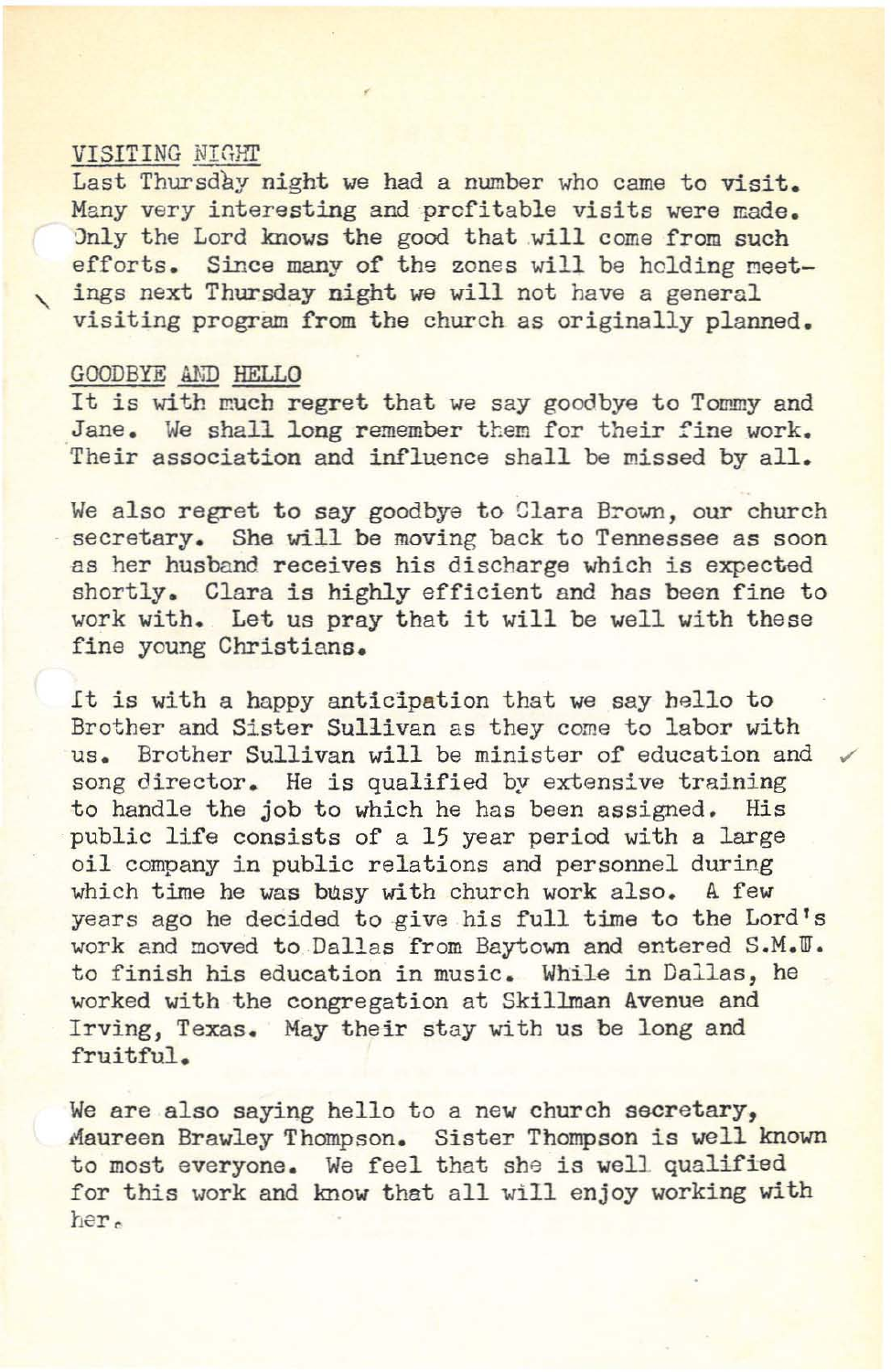## VISITING NIGHT

Last Thursday night we had a number who came to visit. Many very interesting and profitable visits were made. Only the Lord knows the good that will come from such efforts. Since many of the zones will be holding meetings next Thursday night we will not have a general visiting program from the church as originally planned.

## GOODBYE AND HELLO

It is with much regret that we say goodbye to Tommy and Jane. We shall long remember them for their fine work. Their association and influence shall be missed by all.

We also regret to say goodbye to Clara Brown, our church secretary. She will be moving back to Tennessee as soon as her husband receives his discharge which is expected shortly. Clara is highly efficient and has been fine to work with. Let us pray that it will be well with these fine young Christians.

It is with a happy anticipation that we say hello to Brother and Sister Sullivan as they come to labor with us. Brother Sullivan will be minister of education and song director. He is qualified by extensive training to handle the job to which he has been assigned. His public life consists of a 15 year period with a large oil company in public relations and personnel during which time he was busy with church work also. A few years ago he decided to give his full time to the Lord's work and moved to Dallas from Baytown and entered S.M.U. to finish his education in music. While in Dallas, he worked with the congregation at Skillman Avenue and Irving, Texas. May their stay with us be long and fruitful.

We are also saying hello to a new church secretary, Maureen Brawley Thompson. Sister Thompson is well known to most everyone. We feel that she is well qualified for this work and know that all will enjoy working with her.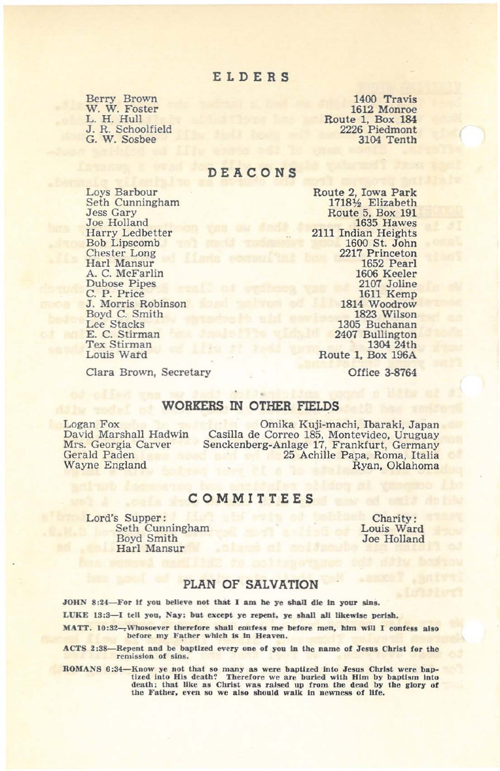## ELDERS

| | |
|---|---|
| Berry Brown | 1400 Travis |
| W. W. Foster | 1612 Monroe |
| L. H. Hull | Route 1, Box 184 |
| J. R. Schoolfield | 2226 Piedmont |
| G. W. Sosbee | 3104 Tenth |

## DEACONS

| | |
|---|---|
| Loys Barbour | Route 2, Iowa Park |
| Seth Cunningham | 1718½ Elizabeth |
| Jess Gary | Route 5, Box 191 |
| Joe Holland | 1635 Hawes |
| Harry Ledbetter | 2111 Indian Heights |
| Bob Lipscomb | 1600 St. John |
| Chester Long | 2217 Princeton |
| Harl Mansur | 1652 Pearl |
| A. C. McFarlin | 1606 Keeler |
| Dubose Pipes | 2107 Joline |
| C. P. Price | 1611 Kemp |
| J. Morris Robinson | 1814 Woodrow |
| Boyd C. Smith | 1823 Wilson |
| Lee Stacks | 1305 Buchanan |
| E. C. Stirman | 2407 Bullington |
| Tex Stirman | 1304 24th |
| Louis Ward | Route 1, Box 196A |

Clara Brown, Secretary — Office 3-8764

## WORKERS IN OTHER FIELDS

| | |
|---|---|
| Logan Fox | Omika Kuji-machi, Ibaraki, Japan |
| David Marshall Hadwin | Casilla de Correo 185, Montevideo, Uruguay |
| Mrs. Georgia Carver | Senckenberg-Anlage 17, Frankfurt, Germany |
| Gerald Paden | 25 Achille Papa, Roma, Italia |
| Wayne England | Ryan, Oklahoma |

## COMMITTEES

Lord's Supper:
- Seth Cunningham
- Boyd Smith
- Harl Mansur

Charity:
- Louis Ward
- Joe Holland

## PLAN OF SALVATION

**JOHN 8:24**—For if you believe not that I am he ye shall die in your sins.

**LUKE 13:3**—I tell you, Nay: but except ye repent, ye shall all likewise perish.

**MATT. 10:32**—Whosoever therefore shall confess me before men, him will I confess also before my Father which is in Heaven.

**ACTS 2:38**—Repent and be baptized every one of you in the name of Jesus Christ for the remission of sins.

**ROMANS 6:34**—Know ye not that so many as were baptized into Jesus Christ were baptized into His death? Therefore we are buried with Him by baptism into death; that like as Christ was raised up from the dead by the glory of the Father, even so we also should walk in newness of life.